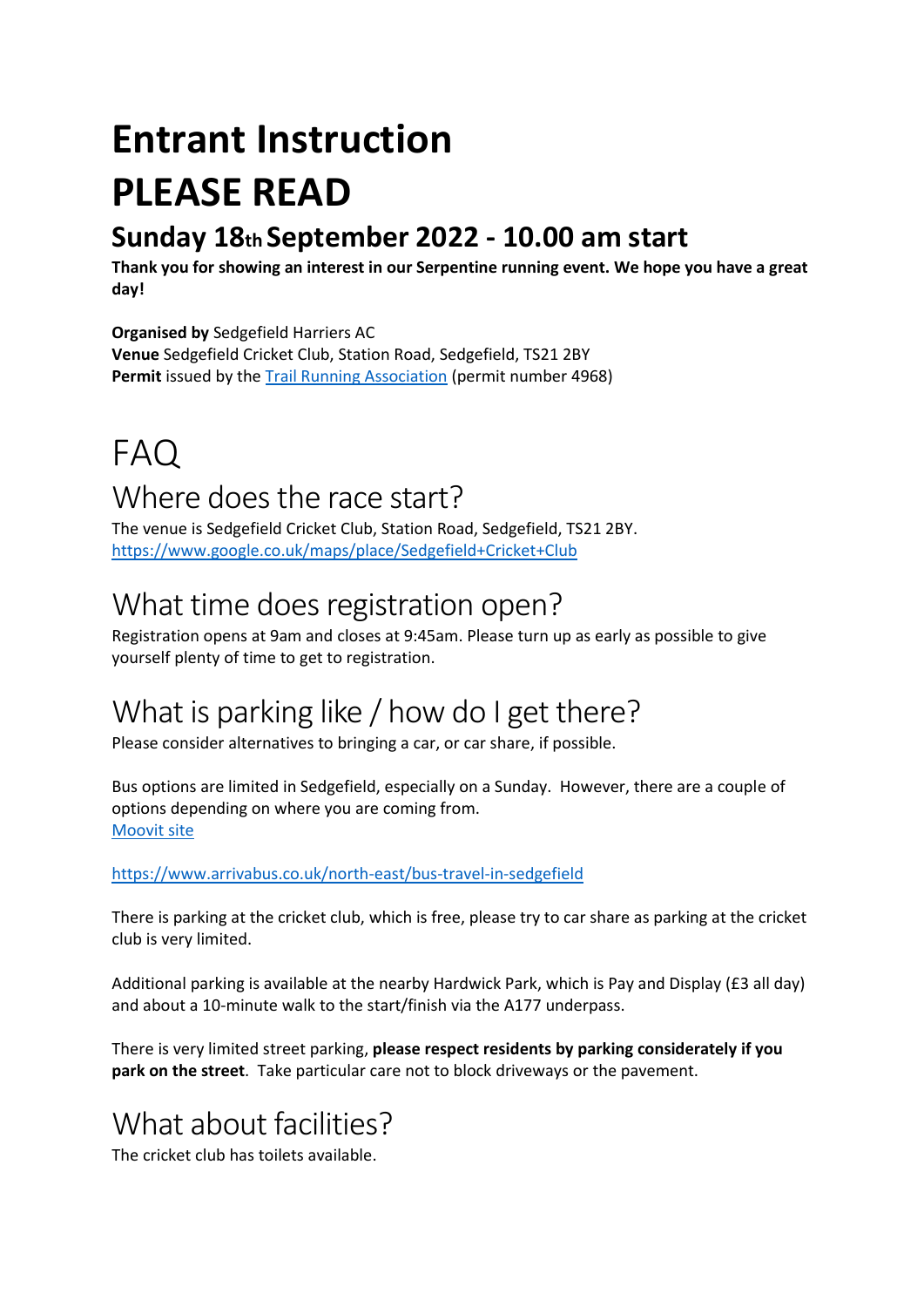# Entrant Instruction

# PLEASE READ

## Sunday 18th September 2022 - 10.00 am start

**Thank you for showing an interest in our Serpentine running event. We hope you have a great day!**

**Organised by** Sedgefield Harriers AC
**Venue** Sedgefield Cricket Club, Station Road, Sedgefield, TS21 2BY
**Permit** issued by the [Trail Running Association](#) (permit number 4968)

# FAQ

## Where does the race start?

The venue is Sedgefield Cricket Club, Station Road, Sedgefield, TS21 2BY.
[https://www.google.co.uk/maps/place/Sedgefield+Cricket+Club](https://www.google.co.uk/maps/place/Sedgefield+Cricket+Club)

## What time does registration open?

Registration opens at 9am and closes at 9:45am. Please turn up as early as possible to give yourself plenty of time to get to registration.

## What is parking like / how do I get there?

Please consider alternatives to bringing a car, or car share, if possible.

Bus options are limited in Sedgefield, especially on a Sunday. However, there are a couple of options depending on where you are coming from.
[Moovit site](#)

[https://www.arrivabus.co.uk/north-east/bus-travel-in-sedgefield](https://www.arrivabus.co.uk/north-east/bus-travel-in-sedgefield)

There is parking at the cricket club, which is free, please try to car share as parking at the cricket club is very limited.

Additional parking is available at the nearby Hardwick Park, which is Pay and Display (£3 all day) and about a 10-minute walk to the start/finish via the A177 underpass.

There is very limited street parking, **please respect residents by parking considerately if you park on the street**. Take particular care not to block driveways or the pavement.

## What about facilities?

The cricket club has toilets available.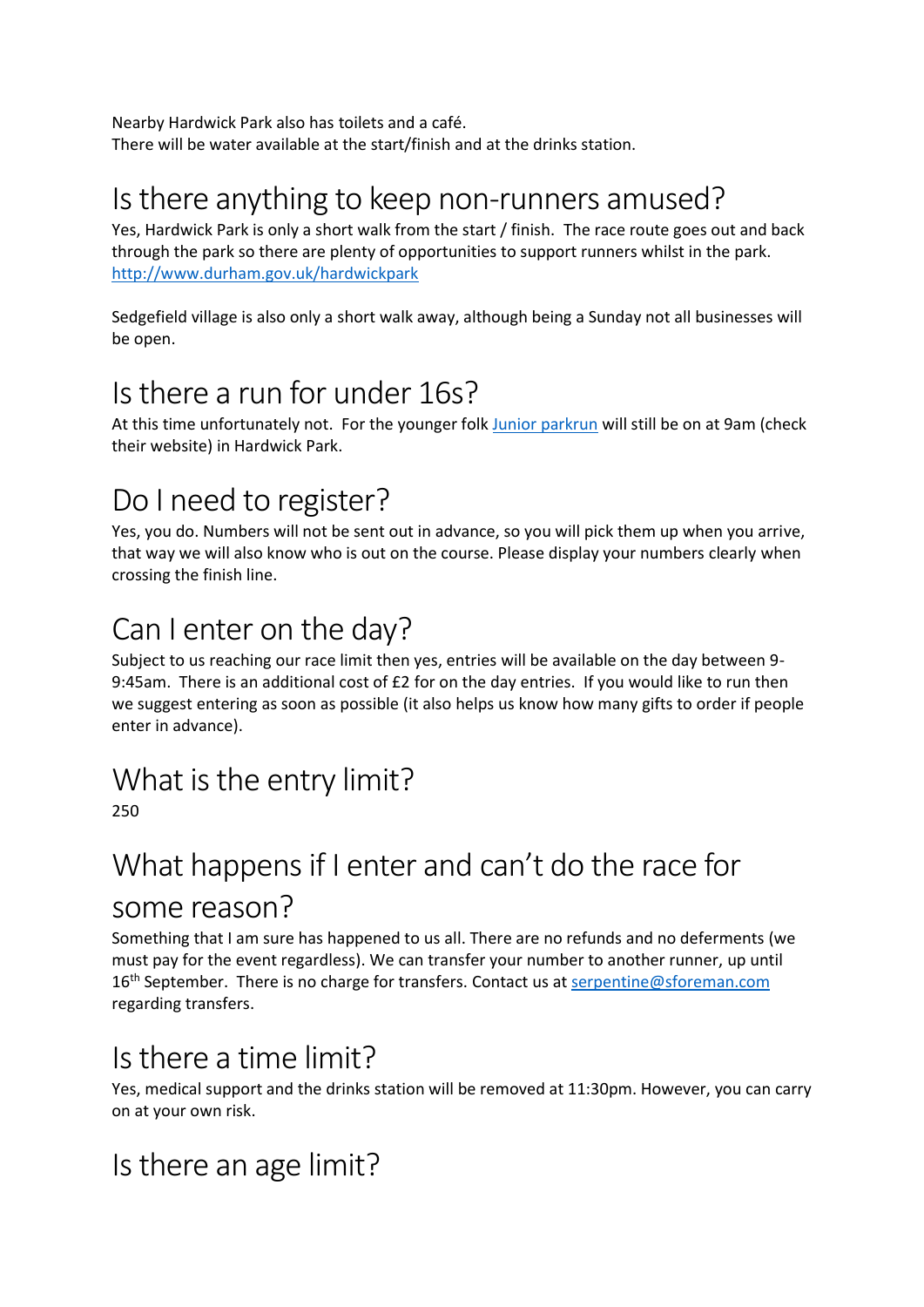Nearby Hardwick Park also has toilets and a café.
There will be water available at the start/finish and at the drinks station.

# Is there anything to keep non-runners amused?

Yes, Hardwick Park is only a short walk from the start / finish. The race route goes out and back through the park so there are plenty of opportunities to support runners whilst in the park.
[http://www.durham.gov.uk/hardwickpark](http://www.durham.gov.uk/hardwickpark)

Sedgefield village is also only a short walk away, although being a Sunday not all businesses will be open.

# Is there a run for under 16s?

At this time unfortunately not. For the younger folk Junior parkrun will still be on at 9am (check their website) in Hardwick Park.

# Do I need to register?

Yes, you do. Numbers will not be sent out in advance, so you will pick them up when you arrive, that way we will also know who is out on the course. Please display your numbers clearly when crossing the finish line.

# Can I enter on the day?

Subject to us reaching our race limit then yes, entries will be available on the day between 9-9:45am. There is an additional cost of £2 for on the day entries. If you would like to run then we suggest entering as soon as possible (it also helps us know how many gifts to order if people enter in advance).

# What is the entry limit?

250

# What happens if I enter and can't do the race for some reason?

Something that I am sure has happened to us all. There are no refunds and no deferments (we must pay for the event regardless). We can transfer your number to another runner, up until 16th September. There is no charge for transfers. Contact us at serpentine@sforeman.com regarding transfers.

# Is there a time limit?

Yes, medical support and the drinks station will be removed at 11:30pm. However, you can carry on at your own risk.

# Is there an age limit?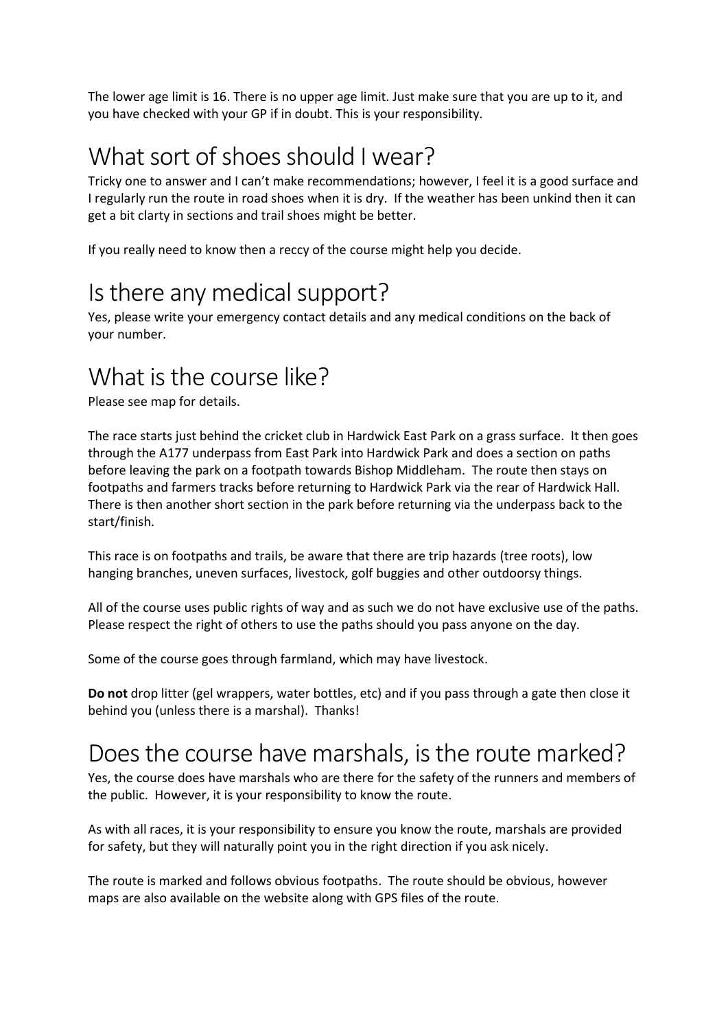The lower age limit is 16. There is no upper age limit. Just make sure that you are up to it, and you have checked with your GP if in doubt. This is your responsibility.

## What sort of shoes should I wear?

Tricky one to answer and I can't make recommendations; however, I feel it is a good surface and I regularly run the route in road shoes when it is dry. If the weather has been unkind then it can get a bit clarty in sections and trail shoes might be better.

If you really need to know then a reccy of the course might help you decide.

## Is there any medical support?

Yes, please write your emergency contact details and any medical conditions on the back of your number.

## What is the course like?

Please see map for details.

The race starts just behind the cricket club in Hardwick East Park on a grass surface. It then goes through the A177 underpass from East Park into Hardwick Park and does a section on paths before leaving the park on a footpath towards Bishop Middleham. The route then stays on footpaths and farmers tracks before returning to Hardwick Park via the rear of Hardwick Hall. There is then another short section in the park before returning via the underpass back to the start/finish.

This race is on footpaths and trails, be aware that there are trip hazards (tree roots), low hanging branches, uneven surfaces, livestock, golf buggies and other outdoorsy things.

All of the course uses public rights of way and as such we do not have exclusive use of the paths. Please respect the right of others to use the paths should you pass anyone on the day.

Some of the course goes through farmland, which may have livestock.

**Do not** drop litter (gel wrappers, water bottles, etc) and if you pass through a gate then close it behind you (unless there is a marshal). Thanks!

## Does the course have marshals, is the route marked?

Yes, the course does have marshals who are there for the safety of the runners and members of the public. However, it is your responsibility to know the route.

As with all races, it is your responsibility to ensure you know the route, marshals are provided for safety, but they will naturally point you in the right direction if you ask nicely.

The route is marked and follows obvious footpaths. The route should be obvious, however maps are also available on the website along with GPS files of the route.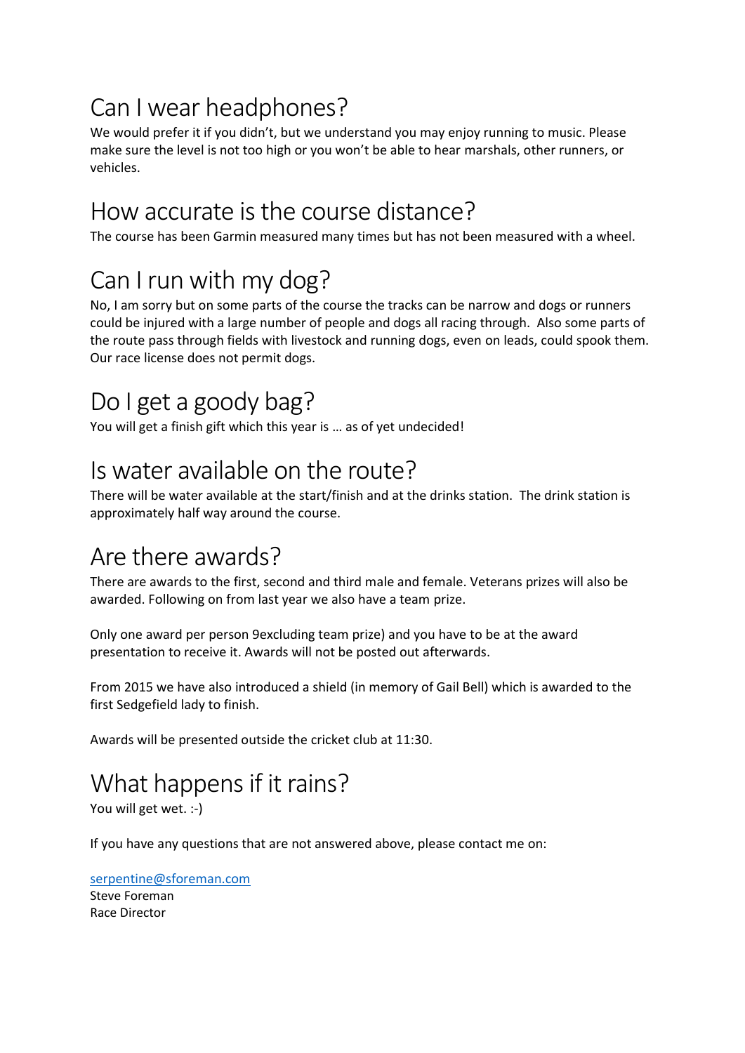# Can I wear headphones?

We would prefer it if you didn't, but we understand you may enjoy running to music. Please make sure the level is not too high or you won't be able to hear marshals, other runners, or vehicles.

# How accurate is the course distance?

The course has been Garmin measured many times but has not been measured with a wheel.

# Can I run with my dog?

No, I am sorry but on some parts of the course the tracks can be narrow and dogs or runners could be injured with a large number of people and dogs all racing through. Also some parts of the route pass through fields with livestock and running dogs, even on leads, could spook them. Our race license does not permit dogs.

# Do I get a goody bag?

You will get a finish gift which this year is … as of yet undecided!

# Is water available on the route?

There will be water available at the start/finish and at the drinks station. The drink station is approximately half way around the course.

# Are there awards?

There are awards to the first, second and third male and female. Veterans prizes will also be awarded. Following on from last year we also have a team prize.

Only one award per person 9excluding team prize) and you have to be at the award presentation to receive it. Awards will not be posted out afterwards.

From 2015 we have also introduced a shield (in memory of Gail Bell) which is awarded to the first Sedgefield lady to finish.

Awards will be presented outside the cricket club at 11:30.

# What happens if it rains?

You will get wet. :-)

If you have any questions that are not answered above, please contact me on:

serpentine@sforeman.com
Steve Foreman
Race Director